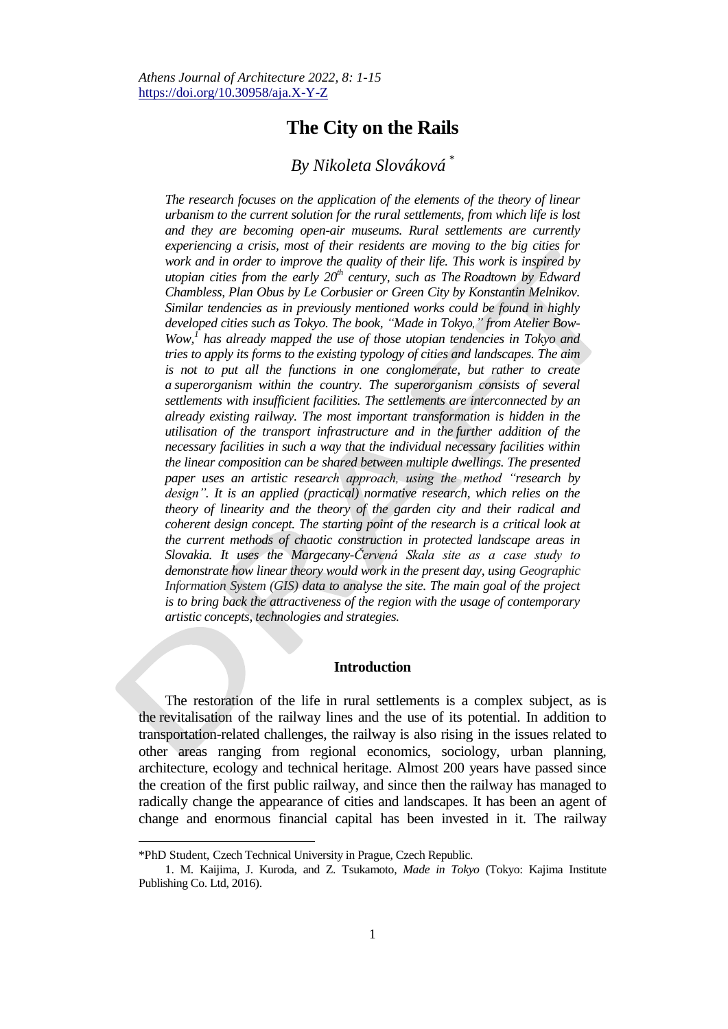# The City on the Rails

*By Nikoleta Slováková* [*]

*The research focuses on the application of the elements of the theory of linear urbanism to the current solution for the rural settlements, from which life is lost and they are becoming open-air museums. Rural settlements are currently experiencing a crisis, most of their residents are moving to the big cities for work and in order to improve the quality of their life. This work is inspired by utopian cities from the early 20th century, such as The Roadtown by Edward Chambless, Plan Obus by Le Corbusier or Green City by Konstantin Melnikov. Similar tendencies as in previously mentioned works could be found in highly developed cities such as Tokyo. The book, "Made in Tokyo," from Atelier Bow-Wow,[1] has already mapped the use of those utopian tendencies in Tokyo and tries to apply its forms to the existing typology of cities and landscapes. The aim is not to put all the functions in one conglomerate, but rather to create a superorganism within the country. The superorganism consists of several settlements with insufficient facilities. The settlements are interconnected by an already existing railway. The most important transformation is hidden in the utilisation of the transport infrastructure and in the further addition of the necessary facilities in such a way that the individual necessary facilities within the linear composition can be shared between multiple dwellings. The presented paper uses an artistic research approach, using the method "research by design". It is an applied (practical) normative research, which relies on the theory of linearity and the theory of the garden city and their radical and coherent design concept. The starting point of the research is a critical look at the current methods of chaotic construction in protected landscape areas in Slovakia. It uses the Margecany-Červená Skala site as a case study to demonstrate how linear theory would work in the present day, using Geographic Information System (GIS) data to analyse the site. The main goal of the project is to bring back the attractiveness of the region with the usage of contemporary artistic concepts, technologies and strategies.*

## Introduction

The restoration of the life in rural settlements is a complex subject, as is the revitalisation of the railway lines and the use of its potential. In addition to transportation-related challenges, the railway is also rising in the issues related to other areas ranging from regional economics, sociology, urban planning, architecture, ecology and technical heritage. Almost 200 years have passed since the creation of the first public railway, and since then the railway has managed to radically change the appearance of cities and landscapes. It has been an agent of change and enormous financial capital has been invested in it. The railway

---

*PhD Student, Czech Technical University in Prague, Czech Republic.

1. M. Kaijima, J. Kuroda, and Z. Tsukamoto, *Made in Tokyo* (Tokyo: Kajima Institute Publishing Co. Ltd, 2016).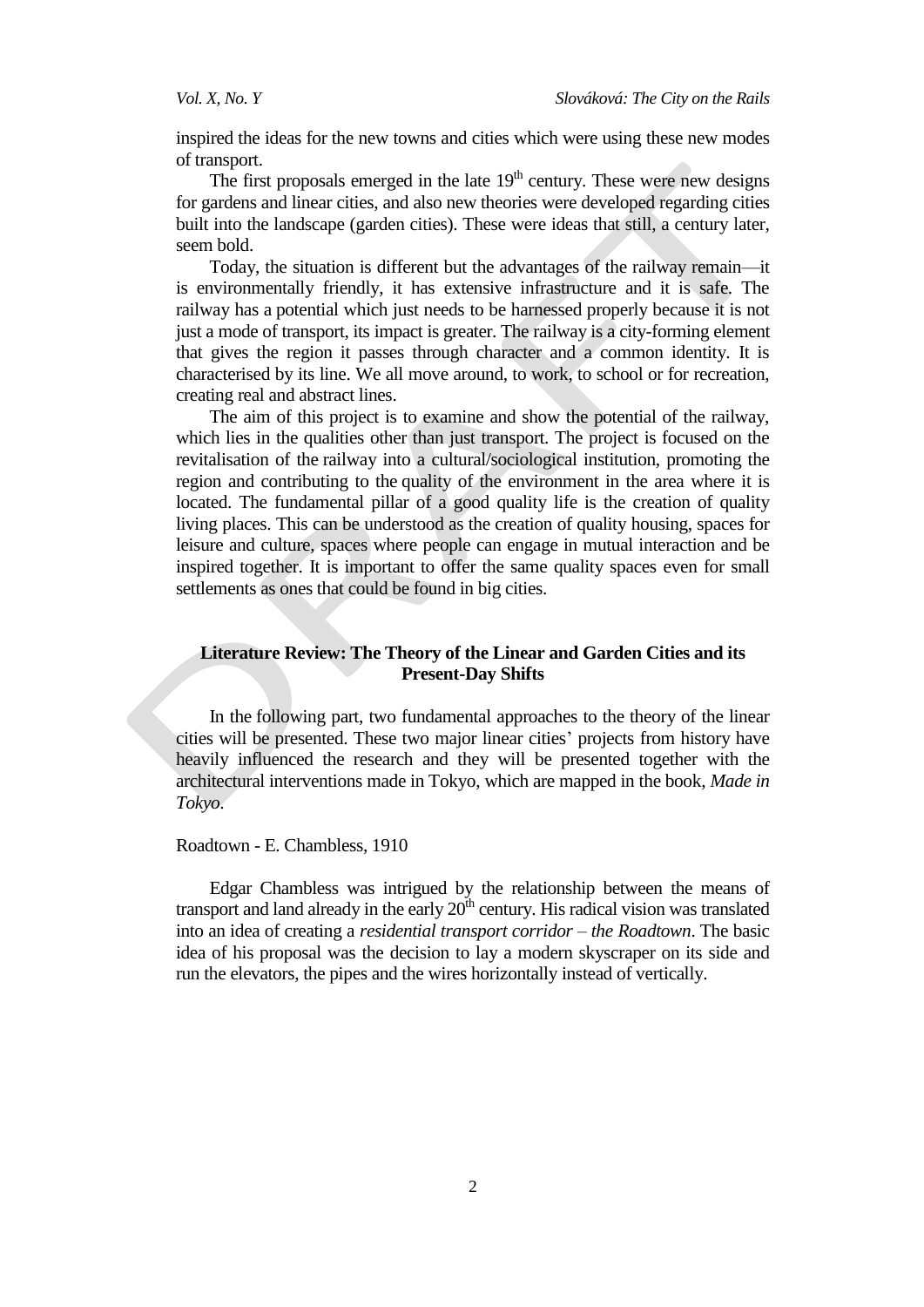inspired the ideas for the new towns and cities which were using these new modes of transport.

The first proposals emerged in the late 19th century. These were new designs for gardens and linear cities, and also new theories were developed regarding cities built into the landscape (garden cities). These were ideas that still, a century later, seem bold.

Today, the situation is different but the advantages of the railway remain—it is environmentally friendly, it has extensive infrastructure and it is safe. The railway has a potential which just needs to be harnessed properly because it is not just a mode of transport, its impact is greater. The railway is a city-forming element that gives the region it passes through character and a common identity. It is characterised by its line. We all move around, to work, to school or for recreation, creating real and abstract lines.

The aim of this project is to examine and show the potential of the railway, which lies in the qualities other than just transport. The project is focused on the revitalisation of the railway into a cultural/sociological institution, promoting the region and contributing to the quality of the environment in the area where it is located. The fundamental pillar of a good quality life is the creation of quality living places. This can be understood as the creation of quality housing, spaces for leisure and culture, spaces where people can engage in mutual interaction and be inspired together. It is important to offer the same quality spaces even for small settlements as ones that could be found in big cities.

## Literature Review: The Theory of the Linear and Garden Cities and its Present-Day Shifts

In the following part, two fundamental approaches to the theory of the linear cities will be presented. These two major linear cities' projects from history have heavily influenced the research and they will be presented together with the architectural interventions made in Tokyo, which are mapped in the book, *Made in Tokyo*.

### Roadtown - E. Chambless, 1910

Edgar Chambless was intrigued by the relationship between the means of transport and land already in the early 20th century. His radical vision was translated into an idea of creating a *residential transport corridor – the Roadtown*. The basic idea of his proposal was the decision to lay a modern skyscraper on its side and run the elevators, the pipes and the wires horizontally instead of vertically.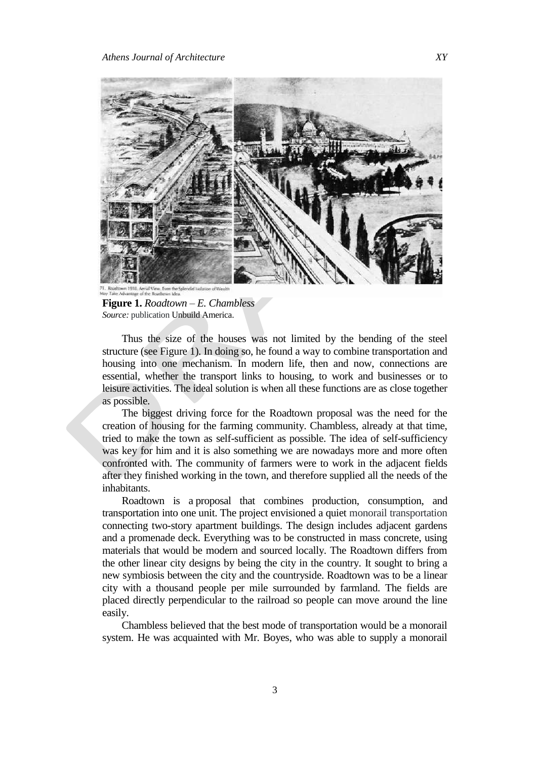71. Roadtown 1910, Aerial View. Even the Splendid Isolation of Wealth May Take Advantage of the Roadtown Idea.

**Figure 1.** *Roadtown – E. Chambless*
*Source:* publication Unbuild America.

Thus the size of the houses was not limited by the bending of the steel structure (see Figure 1). In doing so, he found a way to combine transportation and housing into one mechanism. In modern life, then and now, connections are essential, whether the transport links to housing, to work and businesses or to leisure activities. The ideal solution is when all these functions are as close together as possible.

The biggest driving force for the Roadtown proposal was the need for the creation of housing for the farming community. Chambless, already at that time, tried to make the town as self-sufficient as possible. The idea of self-sufficiency was key for him and it is also something we are nowadays more and more often confronted with. The community of farmers were to work in the adjacent fields after they finished working in the town, and therefore supplied all the needs of the inhabitants.

Roadtown is a proposal that combines production, consumption, and transportation into one unit. The project envisioned a quiet monorail transportation connecting two-story apartment buildings. The design includes adjacent gardens and a promenade deck. Everything was to be constructed in mass concrete, using materials that would be modern and sourced locally. The Roadtown differs from the other linear city designs by being the city in the country. It sought to bring a new symbiosis between the city and the countryside. Roadtown was to be a linear city with a thousand people per mile surrounded by farmland. The fields are placed directly perpendicular to the railroad so people can move around the line easily.

Chambless believed that the best mode of transportation would be a monorail system. He was acquainted with Mr. Boyes, who was able to supply a monorail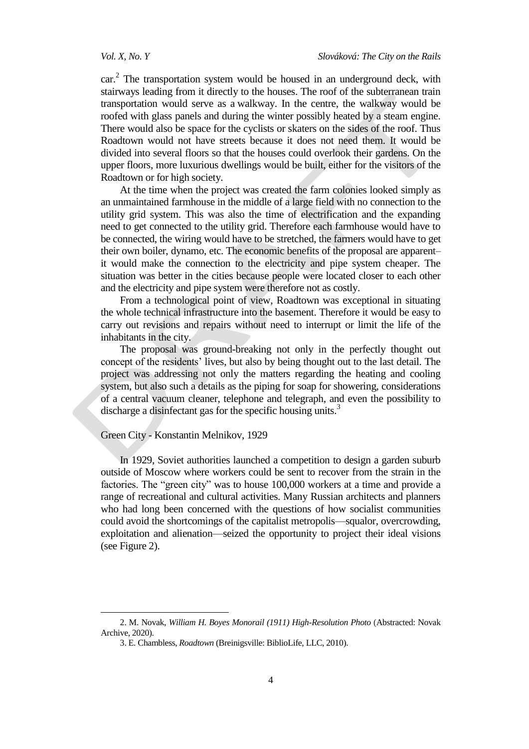car.[2] The transportation system would be housed in an underground deck, with stairways leading from it directly to the houses. The roof of the subterranean train transportation would serve as a walkway. In the centre, the walkway would be roofed with glass panels and during the winter possibly heated by a steam engine. There would also be space for the cyclists or skaters on the sides of the roof. Thus Roadtown would not have streets because it does not need them. It would be divided into several floors so that the houses could overlook their gardens. On the upper floors, more luxurious dwellings would be built, either for the visitors of the Roadtown or for high society.

At the time when the project was created the farm colonies looked simply as an unmaintained farmhouse in the middle of a large field with no connection to the utility grid system. This was also the time of electrification and the expanding need to get connected to the utility grid. Therefore each farmhouse would have to be connected, the wiring would have to be stretched, the farmers would have to get their own boiler, dynamo, etc. The economic benefits of the proposal are apparent– it would make the connection to the electricity and pipe system cheaper. The situation was better in the cities because people were located closer to each other and the electricity and pipe system were therefore not as costly.

From a technological point of view, Roadtown was exceptional in situating the whole technical infrastructure into the basement. Therefore it would be easy to carry out revisions and repairs without need to interrupt or limit the life of the inhabitants in the city.

The proposal was ground-breaking not only in the perfectly thought out concept of the residents' lives, but also by being thought out to the last detail. The project was addressing not only the matters regarding the heating and cooling system, but also such a details as the piping for soap for showering, considerations of a central vacuum cleaner, telephone and telegraph, and even the possibility to discharge a disinfectant gas for the specific housing units.[3]

## Green City - Konstantin Melnikov, 1929

In 1929, Soviet authorities launched a competition to design a garden suburb outside of Moscow where workers could be sent to recover from the strain in the factories. The "green city" was to house 100,000 workers at a time and provide a range of recreational and cultural activities. Many Russian architects and planners who had long been concerned with the questions of how socialist communities could avoid the shortcomings of the capitalist metropolis—squalor, overcrowding, exploitation and alienation—seized the opportunity to project their ideal visions (see Figure 2).

---

2. M. Novak, *William H. Boyes Monorail (1911) High-Resolution Photo* (Abstracted: Novak Archive, 2020).

3. E. Chambless, *Roadtown* (Breinigsville: BiblioLife, LLC, 2010).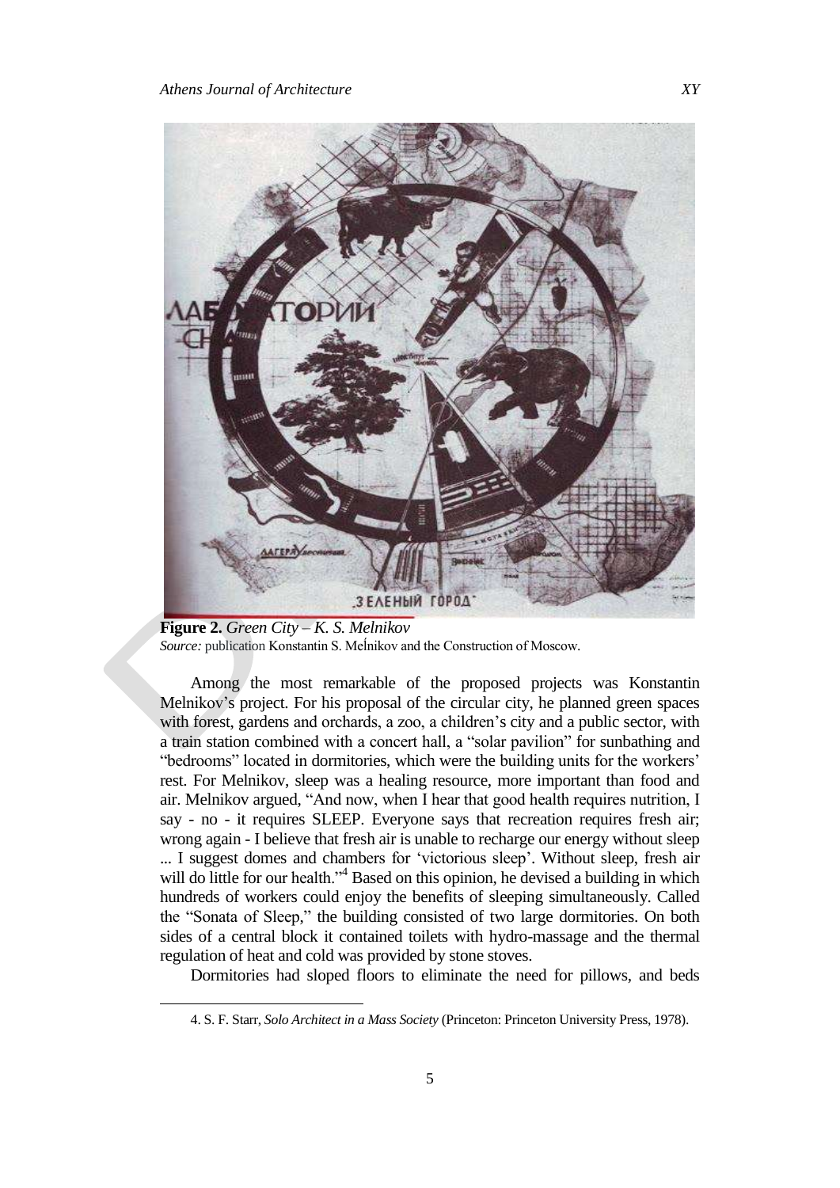**Figure 2.** *Green City – K. S. Melnikov*
*Source:* publication Konstantin S. Meĺnikov and the Construction of Moscow.

Among the most remarkable of the proposed projects was Konstantin Melnikov's project. For his proposal of the circular city, he planned green spaces with forest, gardens and orchards, a zoo, a children's city and a public sector, with a train station combined with a concert hall, a "solar pavilion" for sunbathing and "bedrooms" located in dormitories, which were the building units for the workers' rest. For Melnikov, sleep was a healing resource, more important than food and air. Melnikov argued, "And now, when I hear that good health requires nutrition, I say - no - it requires SLEEP. Everyone says that recreation requires fresh air; wrong again - I believe that fresh air is unable to recharge our energy without sleep ... I suggest domes and chambers for 'victorious sleep'. Without sleep, fresh air will do little for our health."[4] Based on this opinion, he devised a building in which hundreds of workers could enjoy the benefits of sleeping simultaneously. Called the "Sonata of Sleep," the building consisted of two large dormitories. On both sides of a central block it contained toilets with hydro-massage and the thermal regulation of heat and cold was provided by stone stoves.

Dormitories had sloped floors to eliminate the need for pillows, and beds

4. S. F. Starr, *Solo Architect in a Mass Society* (Princeton: Princeton University Press, 1978).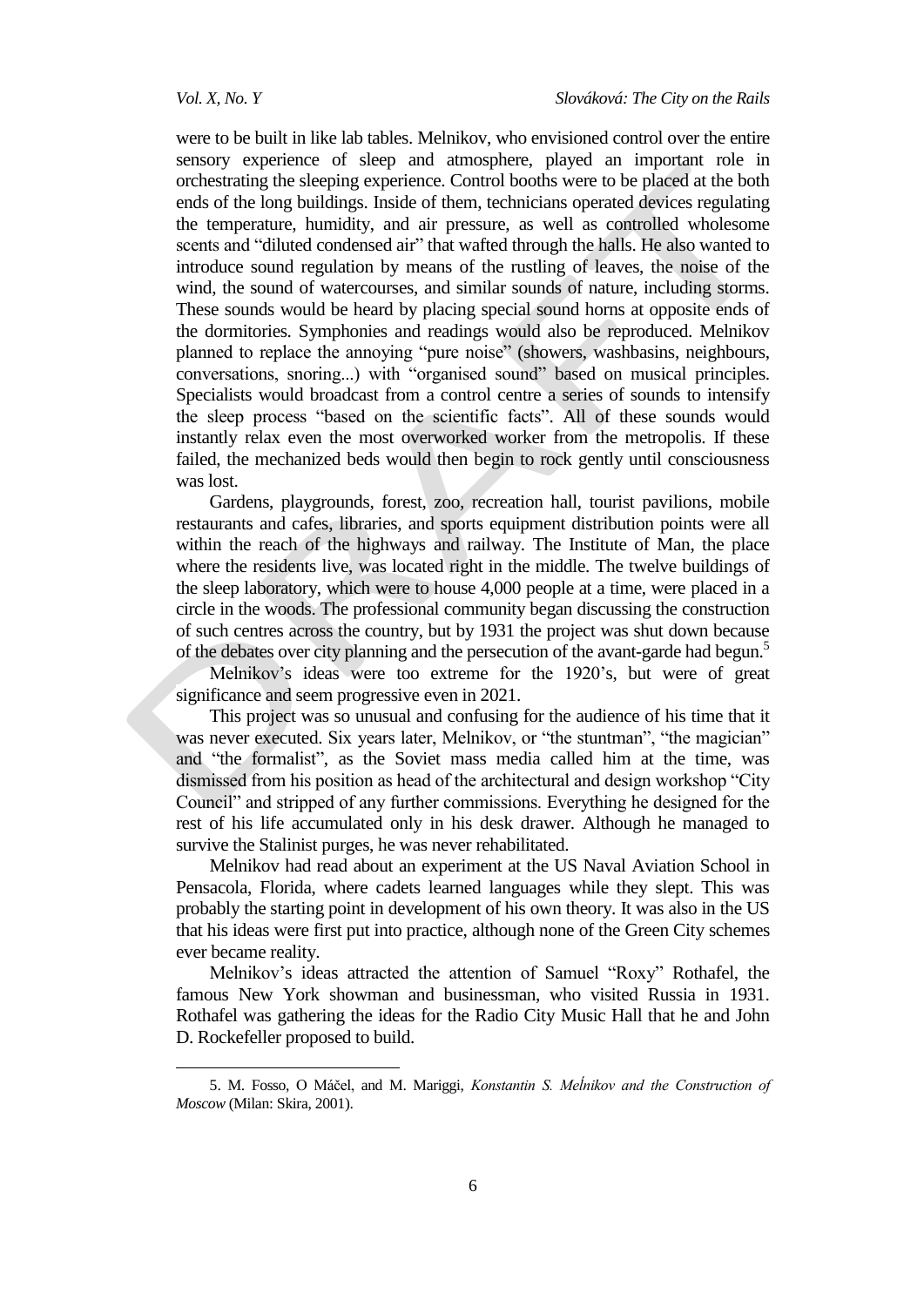were to be built in like lab tables. Melnikov, who envisioned control over the entire sensory experience of sleep and atmosphere, played an important role in orchestrating the sleeping experience. Control booths were to be placed at the both ends of the long buildings. Inside of them, technicians operated devices regulating the temperature, humidity, and air pressure, as well as controlled wholesome scents and "diluted condensed air" that wafted through the halls. He also wanted to introduce sound regulation by means of the rustling of leaves, the noise of the wind, the sound of watercourses, and similar sounds of nature, including storms. These sounds would be heard by placing special sound horns at opposite ends of the dormitories. Symphonies and readings would also be reproduced. Melnikov planned to replace the annoying "pure noise" (showers, washbasins, neighbours, conversations, snoring...) with "organised sound" based on musical principles. Specialists would broadcast from a control centre a series of sounds to intensify the sleep process "based on the scientific facts". All of these sounds would instantly relax even the most overworked worker from the metropolis. If these failed, the mechanized beds would then begin to rock gently until consciousness was lost.

Gardens, playgrounds, forest, zoo, recreation hall, tourist pavilions, mobile restaurants and cafes, libraries, and sports equipment distribution points were all within the reach of the highways and railway. The Institute of Man, the place where the residents live, was located right in the middle. The twelve buildings of the sleep laboratory, which were to house 4,000 people at a time, were placed in a circle in the woods. The professional community began discussing the construction of such centres across the country, but by 1931 the project was shut down because of the debates over city planning and the persecution of the avant-garde had begun.[5]

Melnikov's ideas were too extreme for the 1920's, but were of great significance and seem progressive even in 2021.

This project was so unusual and confusing for the audience of his time that it was never executed. Six years later, Melnikov, or "the stuntman", "the magician" and "the formalist", as the Soviet mass media called him at the time, was dismissed from his position as head of the architectural and design workshop "City Council" and stripped of any further commissions. Everything he designed for the rest of his life accumulated only in his desk drawer. Although he managed to survive the Stalinist purges, he was never rehabilitated.

Melnikov had read about an experiment at the US Naval Aviation School in Pensacola, Florida, where cadets learned languages while they slept. This was probably the starting point in development of his own theory. It was also in the US that his ideas were first put into practice, although none of the Green City schemes ever became reality.

Melnikov's ideas attracted the attention of Samuel "Roxy" Rothafel, the famous New York showman and businessman, who visited Russia in 1931. Rothafel was gathering the ideas for the Radio City Music Hall that he and John D. Rockefeller proposed to build.

---

5. M. Fosso, O Máčel, and M. Mariggi, *Konstantin S. Meĺnikov and the Construction of Moscow* (Milan: Skira, 2001).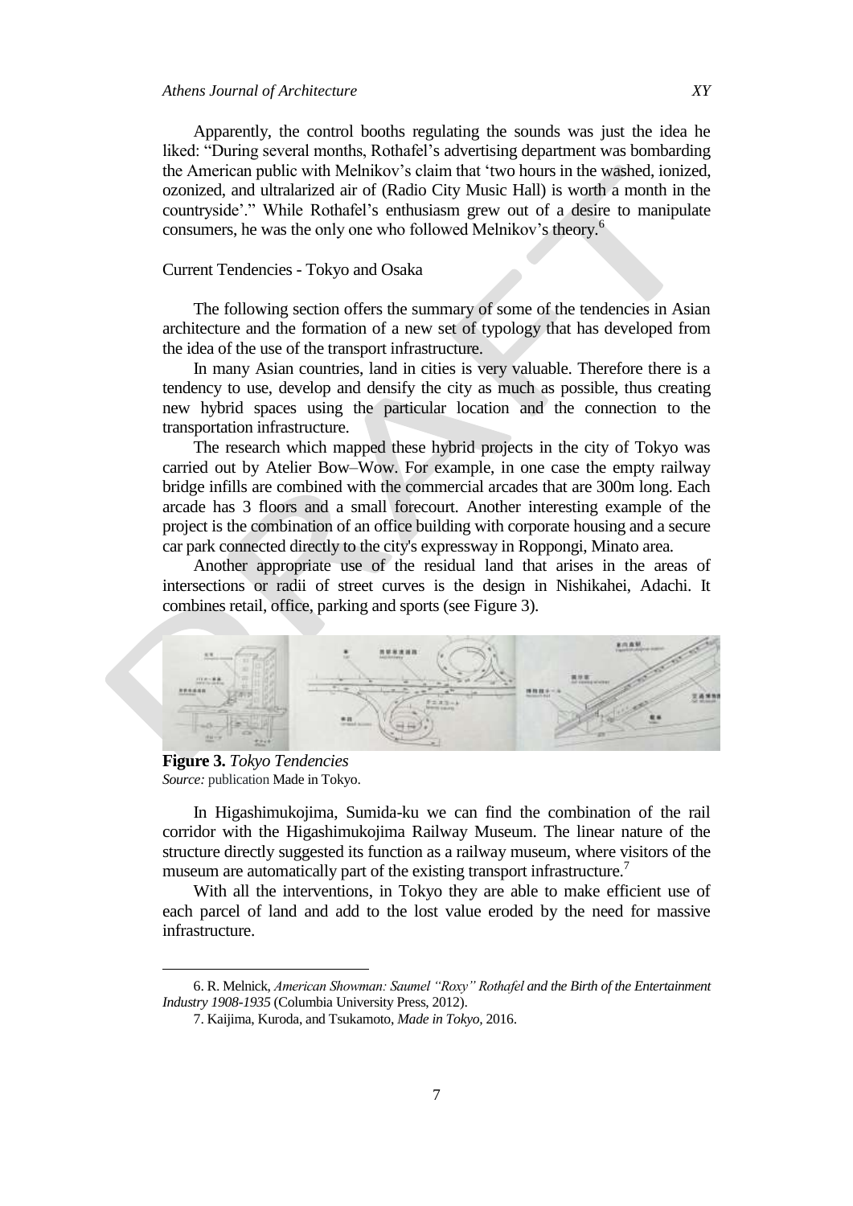Apparently, the control booths regulating the sounds was just the idea he liked: "During several months, Rothafel's advertising department was bombarding the American public with Melnikov's claim that 'two hours in the washed, ionized, ozonized, and ultralarized air of (Radio City Music Hall) is worth a month in the countryside'." While Rothafel's enthusiasm grew out of a desire to manipulate consumers, he was the only one who followed Melnikov's theory.[6]

Current Tendencies - Tokyo and Osaka

The following section offers the summary of some of the tendencies in Asian architecture and the formation of a new set of typology that has developed from the idea of the use of the transport infrastructure.

In many Asian countries, land in cities is very valuable. Therefore there is a tendency to use, develop and densify the city as much as possible, thus creating new hybrid spaces using the particular location and the connection to the transportation infrastructure.

The research which mapped these hybrid projects in the city of Tokyo was carried out by Atelier Bow–Wow. For example, in one case the empty railway bridge infills are combined with the commercial arcades that are 300m long. Each arcade has 3 floors and a small forecourt. Another interesting example of the project is the combination of an office building with corporate housing and a secure car park connected directly to the city's expressway in Roppongi, Minato area.

Another appropriate use of the residual land that arises in the areas of intersections or radii of street curves is the design in Nishikahei, Adachi. It combines retail, office, parking and sports (see Figure 3).

**Figure 3.** *Tokyo Tendencies*
*Source:* publication Made in Tokyo.

In Higashimukojima, Sumida-ku we can find the combination of the rail corridor with the Higashimukojima Railway Museum. The linear nature of the structure directly suggested its function as a railway museum, where visitors of the museum are automatically part of the existing transport infrastructure.[7]

With all the interventions, in Tokyo they are able to make efficient use of each parcel of land and add to the lost value eroded by the need for massive infrastructure.

---

6. R. Melnick, *American Showman: Saumel "Roxy" Rothafel and the Birth of the Entertainment Industry 1908-1935* (Columbia University Press, 2012).

7. Kaijima, Kuroda, and Tsukamoto, *Made in Tokyo*, 2016.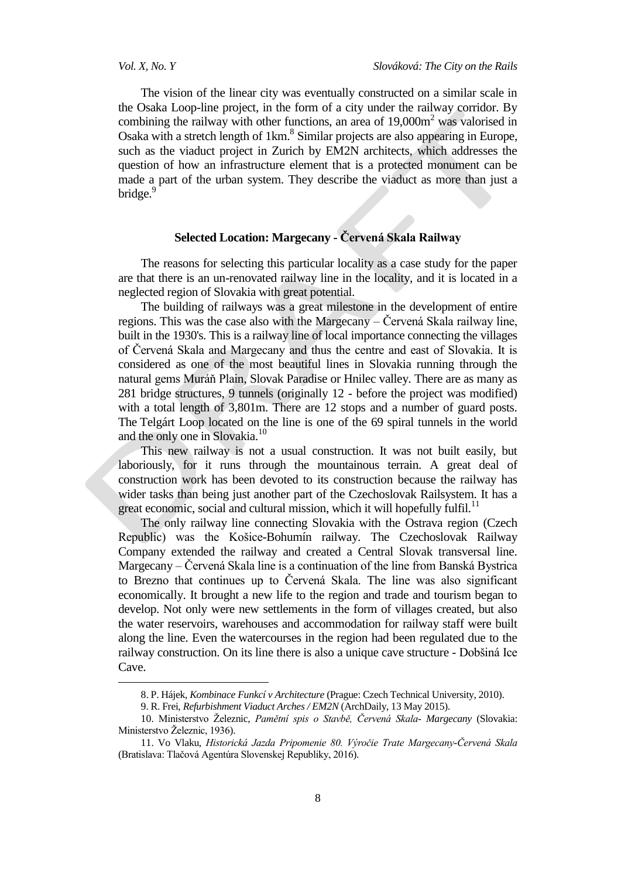The vision of the linear city was eventually constructed on a similar scale in the Osaka Loop-line project, in the form of a city under the railway corridor. By combining the railway with other functions, an area of 19,000m$^2$ was valorised in Osaka with a stretch length of 1km.[8] Similar projects are also appearing in Europe, such as the viaduct project in Zurich by EM2N architects, which addresses the question of how an infrastructure element that is a protected monument can be made a part of the urban system. They describe the viaduct as more than just a bridge.[9]

## Selected Location: Margecany - Červená Skala Railway

The reasons for selecting this particular locality as a case study for the paper are that there is an un-renovated railway line in the locality, and it is located in a neglected region of Slovakia with great potential.

The building of railways was a great milestone in the development of entire regions. This was the case also with the Margecany – Červená Skala railway line, built in the 1930's. This is a railway line of local importance connecting the villages of Červená Skala and Margecany and thus the centre and east of Slovakia. It is considered as one of the most beautiful lines in Slovakia running through the natural gems Muráň Plain, Slovak Paradise or Hnilec valley. There are as many as 281 bridge structures, 9 tunnels (originally 12 - before the project was modified) with a total length of 3,801m. There are 12 stops and a number of guard posts. The Telgárt Loop located on the line is one of the 69 spiral tunnels in the world and the only one in Slovakia.[10]

This new railway is not a usual construction. It was not built easily, but laboriously, for it runs through the mountainous terrain. A great deal of construction work has been devoted to its construction because the railway has wider tasks than being just another part of the Czechoslovak Railsystem. It has a great economic, social and cultural mission, which it will hopefully fulfil.[11]

The only railway line connecting Slovakia with the Ostrava region (Czech Republic) was the Košice-Bohumín railway. The Czechoslovak Railway Company extended the railway and created a Central Slovak transversal line. Margecany – Červená Skala line is a continuation of the line from Banská Bystrica to Brezno that continues up to Červená Skala. The line was also significant economically. It brought a new life to the region and trade and tourism began to develop. Not only were new settlements in the form of villages created, but also the water reservoirs, warehouses and accommodation for railway staff were built along the line. Even the watercourses in the region had been regulated due to the railway construction. On its line there is also a unique cave structure - Dobšiná Ice Cave.

---

8. P. Hájek, *Kombinace Funkcí v Architecture* (Prague: Czech Technical University, 2010).

9. R. Frei, *Refurbishment Viaduct Arches / EM2N* (ArchDaily, 13 May 2015).

10. Ministerstvo Železnic, *Pamětní spis o Stavbě, Červená Skala- Margecany* (Slovakia: Ministerstvo Železnic, 1936).

11. Vo Vlaku, *Historická Jazda Pripomenie 80. Výročie Trate Margecany-Červená Skala* (Bratislava: Tlačová Agentúra Slovenskej Republiky, 2016).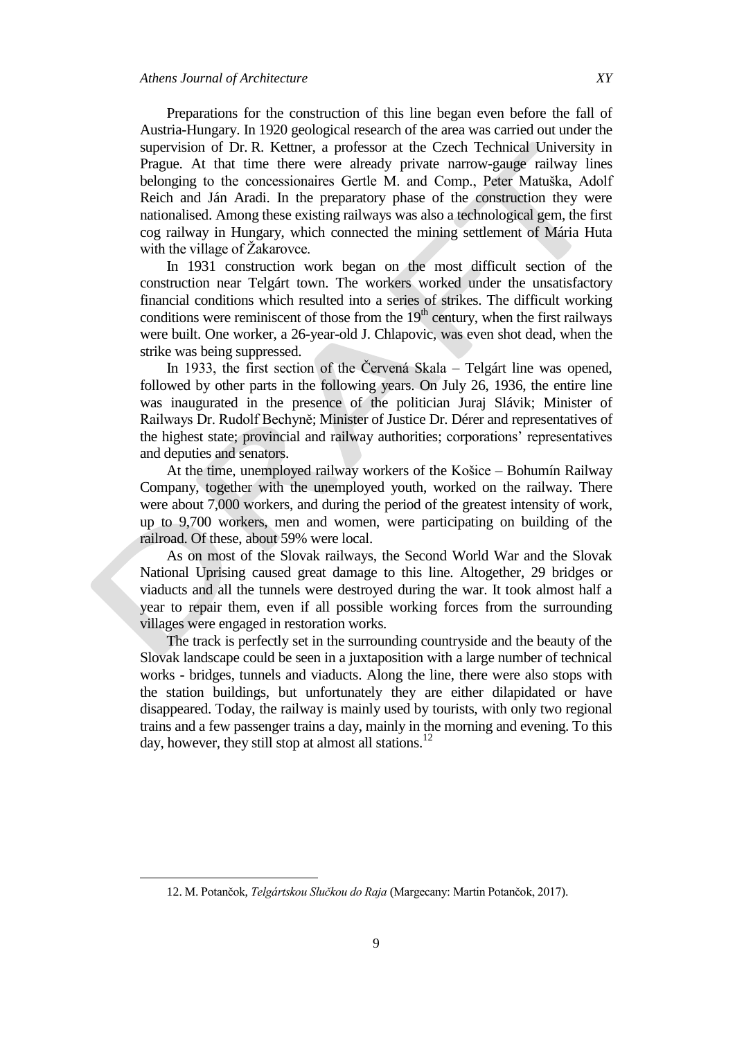Preparations for the construction of this line began even before the fall of Austria-Hungary. In 1920 geological research of the area was carried out under the supervision of Dr. R. Kettner, a professor at the Czech Technical University in Prague. At that time there were already private narrow-gauge railway lines belonging to the concessionaires Gertle M. and Comp., Peter Matuška, Adolf Reich and Ján Aradi. In the preparatory phase of the construction they were nationalised. Among these existing railways was also a technological gem, the first cog railway in Hungary, which connected the mining settlement of Mária Huta with the village of Žakarovce.

In 1931 construction work began on the most difficult section of the construction near Telgárt town. The workers worked under the unsatisfactory financial conditions which resulted into a series of strikes. The difficult working conditions were reminiscent of those from the 19th century, when the first railways were built. One worker, a 26-year-old J. Chlapovic, was even shot dead, when the strike was being suppressed.

In 1933, the first section of the Červená Skala – Telgárt line was opened, followed by other parts in the following years. On July 26, 1936, the entire line was inaugurated in the presence of the politician Juraj Slávik; Minister of Railways Dr. Rudolf Bechyně; Minister of Justice Dr. Dérer and representatives of the highest state; provincial and railway authorities; corporations' representatives and deputies and senators.

At the time, unemployed railway workers of the Košice – Bohumín Railway Company, together with the unemployed youth, worked on the railway. There were about 7,000 workers, and during the period of the greatest intensity of work, up to 9,700 workers, men and women, were participating on building of the railroad. Of these, about 59% were local.

As on most of the Slovak railways, the Second World War and the Slovak National Uprising caused great damage to this line. Altogether, 29 bridges or viaducts and all the tunnels were destroyed during the war. It took almost half a year to repair them, even if all possible working forces from the surrounding villages were engaged in restoration works.

The track is perfectly set in the surrounding countryside and the beauty of the Slovak landscape could be seen in a juxtaposition with a large number of technical works - bridges, tunnels and viaducts. Along the line, there were also stops with the station buildings, but unfortunately they are either dilapidated or have disappeared. Today, the railway is mainly used by tourists, with only two regional trains and a few passenger trains a day, mainly in the morning and evening. To this day, however, they still stop at almost all stations.[12]

---

12. M. Potančok, *Telgártskou Slučkou do Raja* (Margecany: Martin Potančok, 2017).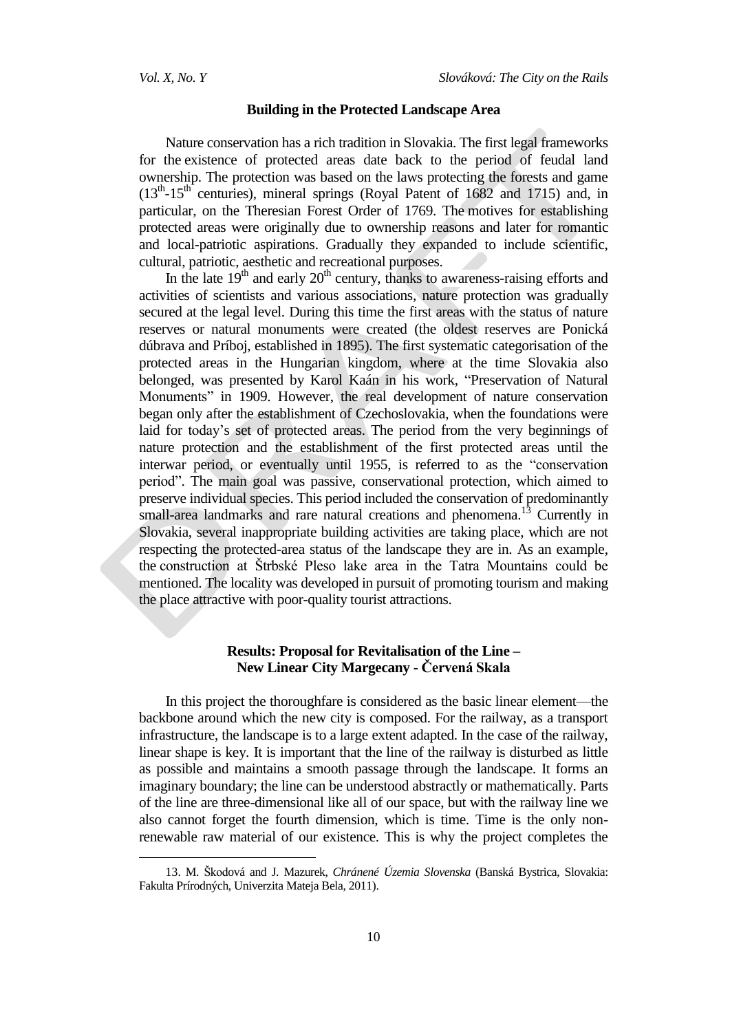## Building in the Protected Landscape Area

Nature conservation has a rich tradition in Slovakia. The first legal frameworks for the existence of protected areas date back to the period of feudal land ownership. The protection was based on the laws protecting the forests and game ($13^{th}$-$15^{th}$ centuries), mineral springs (Royal Patent of 1682 and 1715) and, in particular, on the Theresian Forest Order of 1769. The motives for establishing protected areas were originally due to ownership reasons and later for romantic and local-patriotic aspirations. Gradually they expanded to include scientific, cultural, patriotic, aesthetic and recreational purposes.

In the late $19^{th}$ and early $20^{th}$ century, thanks to awareness-raising efforts and activities of scientists and various associations, nature protection was gradually secured at the legal level. During this time the first areas with the status of nature reserves or natural monuments were created (the oldest reserves are Ponická dúbrava and Príboj, established in 1895). The first systematic categorisation of the protected areas in the Hungarian kingdom, where at the time Slovakia also belonged, was presented by Karol Kaán in his work, "Preservation of Natural Monuments" in 1909. However, the real development of nature conservation began only after the establishment of Czechoslovakia, when the foundations were laid for today's set of protected areas. The period from the very beginnings of nature protection and the establishment of the first protected areas until the interwar period, or eventually until 1955, is referred to as the "conservation period". The main goal was passive, conservational protection, which aimed to preserve individual species. This period included the conservation of predominantly small-area landmarks and rare natural creations and phenomena.[13] Currently in Slovakia, several inappropriate building activities are taking place, which are not respecting the protected-area status of the landscape they are in. As an example, the construction at Štrbské Pleso lake area in the Tatra Mountains could be mentioned. The locality was developed in pursuit of promoting tourism and making the place attractive with poor-quality tourist attractions.

## Results: Proposal for Revitalisation of the Line – New Linear City Margecany - Červená Skala

In this project the thoroughfare is considered as the basic linear element—the backbone around which the new city is composed. For the railway, as a transport infrastructure, the landscape is to a large extent adapted. In the case of the railway, linear shape is key. It is important that the line of the railway is disturbed as little as possible and maintains a smooth passage through the landscape. It forms an imaginary boundary; the line can be understood abstractly or mathematically. Parts of the line are three-dimensional like all of our space, but with the railway line we also cannot forget the fourth dimension, which is time. Time is the only non-renewable raw material of our existence. This is why the project completes the

13. M. Škodová and J. Mazurek, *Chránené Územia Slovenska* (Banská Bystrica, Slovakia: Fakulta Prírodných, Univerzita Mateja Bela, 2011).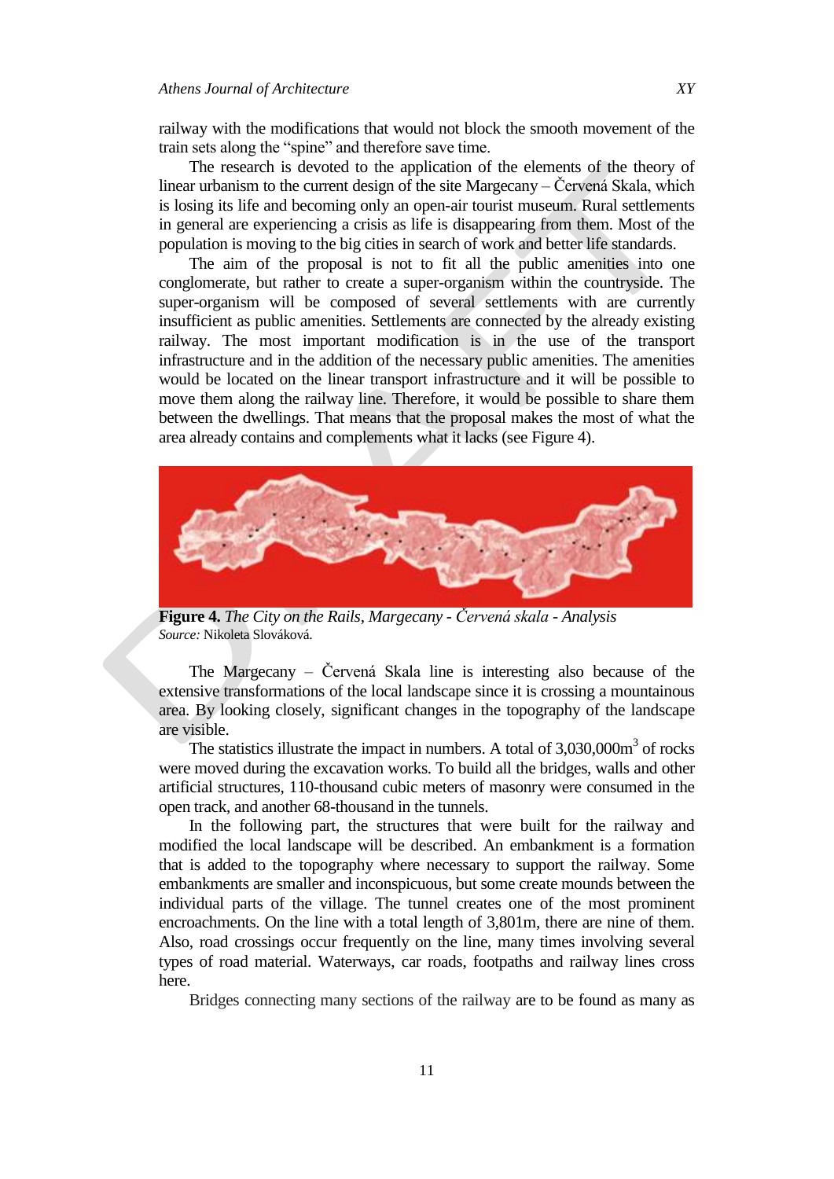railway with the modifications that would not block the smooth movement of the train sets along the "spine" and therefore save time.

The research is devoted to the application of the elements of the theory of linear urbanism to the current design of the site Margecany – Červená Skala, which is losing its life and becoming only an open-air tourist museum. Rural settlements in general are experiencing a crisis as life is disappearing from them. Most of the population is moving to the big cities in search of work and better life standards.

The aim of the proposal is not to fit all the public amenities into one conglomerate, but rather to create a super-organism within the countryside. The super-organism will be composed of several settlements with are currently insufficient as public amenities. Settlements are connected by the already existing railway. The most important modification is in the use of the transport infrastructure and in the addition of the necessary public amenities. The amenities would be located on the linear transport infrastructure and it will be possible to move them along the railway line. Therefore, it would be possible to share them between the dwellings. That means that the proposal makes the most of what the area already contains and complements what it lacks (see Figure 4).

**Figure 4.** *The City on the Rails, Margecany - Červená skala - Analysis*
*Source:* Nikoleta Slováková.

The Margecany – Červená Skala line is interesting also because of the extensive transformations of the local landscape since it is crossing a mountainous area. By looking closely, significant changes in the topography of the landscape are visible.

The statistics illustrate the impact in numbers. A total of 3,030,000m$^3$ of rocks were moved during the excavation works. To build all the bridges, walls and other artificial structures, 110-thousand cubic meters of masonry were consumed in the open track, and another 68-thousand in the tunnels.

In the following part, the structures that were built for the railway and modified the local landscape will be described. An embankment is a formation that is added to the topography where necessary to support the railway. Some embankments are smaller and inconspicuous, but some create mounds between the individual parts of the village. The tunnel creates one of the most prominent encroachments. On the line with a total length of 3,801m, there are nine of them. Also, road crossings occur frequently on the line, many times involving several types of road material. Waterways, car roads, footpaths and railway lines cross here.

Bridges connecting many sections of the railway are to be found as many as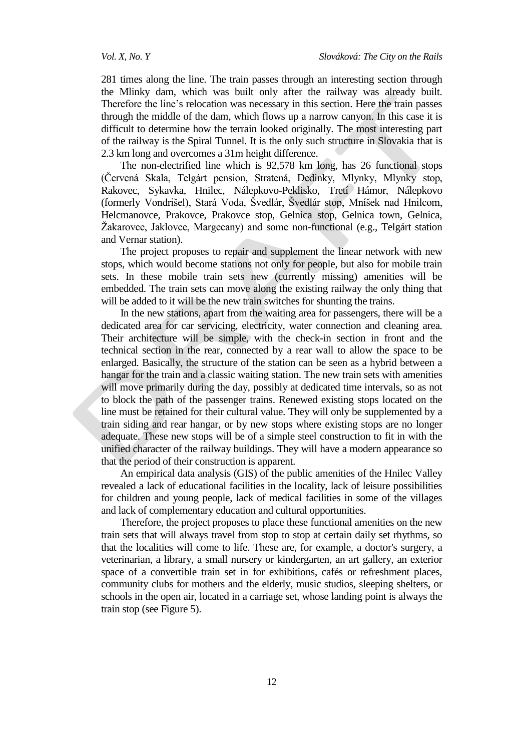281 times along the line. The train passes through an interesting section through the Mlinky dam, which was built only after the railway was already built. Therefore the line's relocation was necessary in this section. Here the train passes through the middle of the dam, which flows up a narrow canyon. In this case it is difficult to determine how the terrain looked originally. The most interesting part of the railway is the Spiral Tunnel. It is the only such structure in Slovakia that is 2.3 km long and overcomes a 31m height difference.

The non-electrified line which is 92,578 km long, has 26 functional stops (Červená Skala, Telgárt pension, Stratená, Dedinky, Mlynky, Mlynky stop, Rakovec, Sykavka, Hnilec, Nálepkovo-Peklisko, Tretí Hámor, Nálepkovo (formerly Vondrišel), Stará Voda, Švedlár, Švedlár stop, Mníšek nad Hnilcom, Helcmanovce, Prakovce, Prakovce stop, Gelnica stop, Gelnica town, Gelnica, Žakarovce, Jaklovce, Margecany) and some non-functional (e.g., Telgárt station and Vernar station).

The project proposes to repair and supplement the linear network with new stops, which would become stations not only for people, but also for mobile train sets. In these mobile train sets new (currently missing) amenities will be embedded. The train sets can move along the existing railway the only thing that will be added to it will be the new train switches for shunting the trains.

In the new stations, apart from the waiting area for passengers, there will be a dedicated area for car servicing, electricity, water connection and cleaning area. Their architecture will be simple, with the check-in section in front and the technical section in the rear, connected by a rear wall to allow the space to be enlarged. Basically, the structure of the station can be seen as a hybrid between a hangar for the train and a classic waiting station. The new train sets with amenities will move primarily during the day, possibly at dedicated time intervals, so as not to block the path of the passenger trains. Renewed existing stops located on the line must be retained for their cultural value. They will only be supplemented by a train siding and rear hangar, or by new stops where existing stops are no longer adequate. These new stops will be of a simple steel construction to fit in with the unified character of the railway buildings. They will have a modern appearance so that the period of their construction is apparent.

An empirical data analysis (GIS) of the public amenities of the Hnilec Valley revealed a lack of educational facilities in the locality, lack of leisure possibilities for children and young people, lack of medical facilities in some of the villages and lack of complementary education and cultural opportunities.

Therefore, the project proposes to place these functional amenities on the new train sets that will always travel from stop to stop at certain daily set rhythms, so that the localities will come to life. These are, for example, a doctor's surgery, a veterinarian, a library, a small nursery or kindergarten, an art gallery, an exterior space of a convertible train set in for exhibitions, cafés or refreshment places, community clubs for mothers and the elderly, music studios, sleeping shelters, or schools in the open air, located in a carriage set, whose landing point is always the train stop (see Figure 5).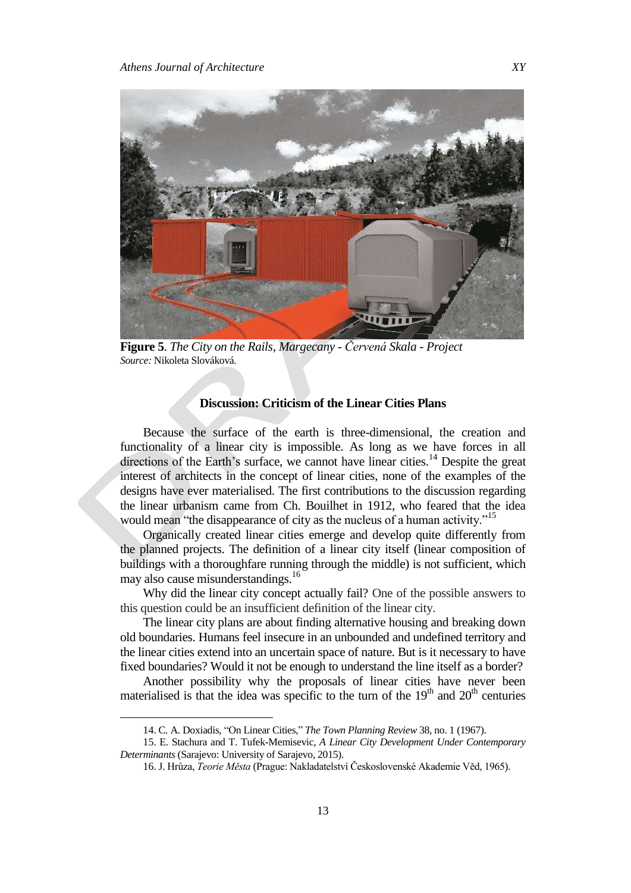**Figure 5**. *The City on the Rails, Margecany - Červená Skala - Project*
*Source:* Nikoleta Slováková.

## Discussion: Criticism of the Linear Cities Plans

Because the surface of the earth is three-dimensional, the creation and functionality of a linear city is impossible. As long as we have forces in all directions of the Earth's surface, we cannot have linear cities.[14] Despite the great interest of architects in the concept of linear cities, none of the examples of the designs have ever materialised. The first contributions to the discussion regarding the linear urbanism came from Ch. Bouilhet in 1912, who feared that the idea would mean "the disappearance of city as the nucleus of a human activity."[15]

Organically created linear cities emerge and develop quite differently from the planned projects. The definition of a linear city itself (linear composition of buildings with a thoroughfare running through the middle) is not sufficient, which may also cause misunderstandings.[16]

Why did the linear city concept actually fail? One of the possible answers to this question could be an insufficient definition of the linear city.

The linear city plans are about finding alternative housing and breaking down old boundaries. Humans feel insecure in an unbounded and undefined territory and the linear cities extend into an uncertain space of nature. But is it necessary to have fixed boundaries? Would it not be enough to understand the line itself as a border?

Another possibility why the proposals of linear cities have never been materialised is that the idea was specific to the turn of the 19th and 20th centuries

---

14. C. A. Doxiadis, "On Linear Cities," *The Town Planning Review* 38, no. 1 (1967).

15. E. Stachura and T. Tufek-Memisevic, *A Linear City Development Under Contemporary Determinants* (Sarajevo: University of Sarajevo, 2015).

16. J. Hrůza, *Teorie Města* (Prague: Nakladatelství Československé Akademie Věd, 1965).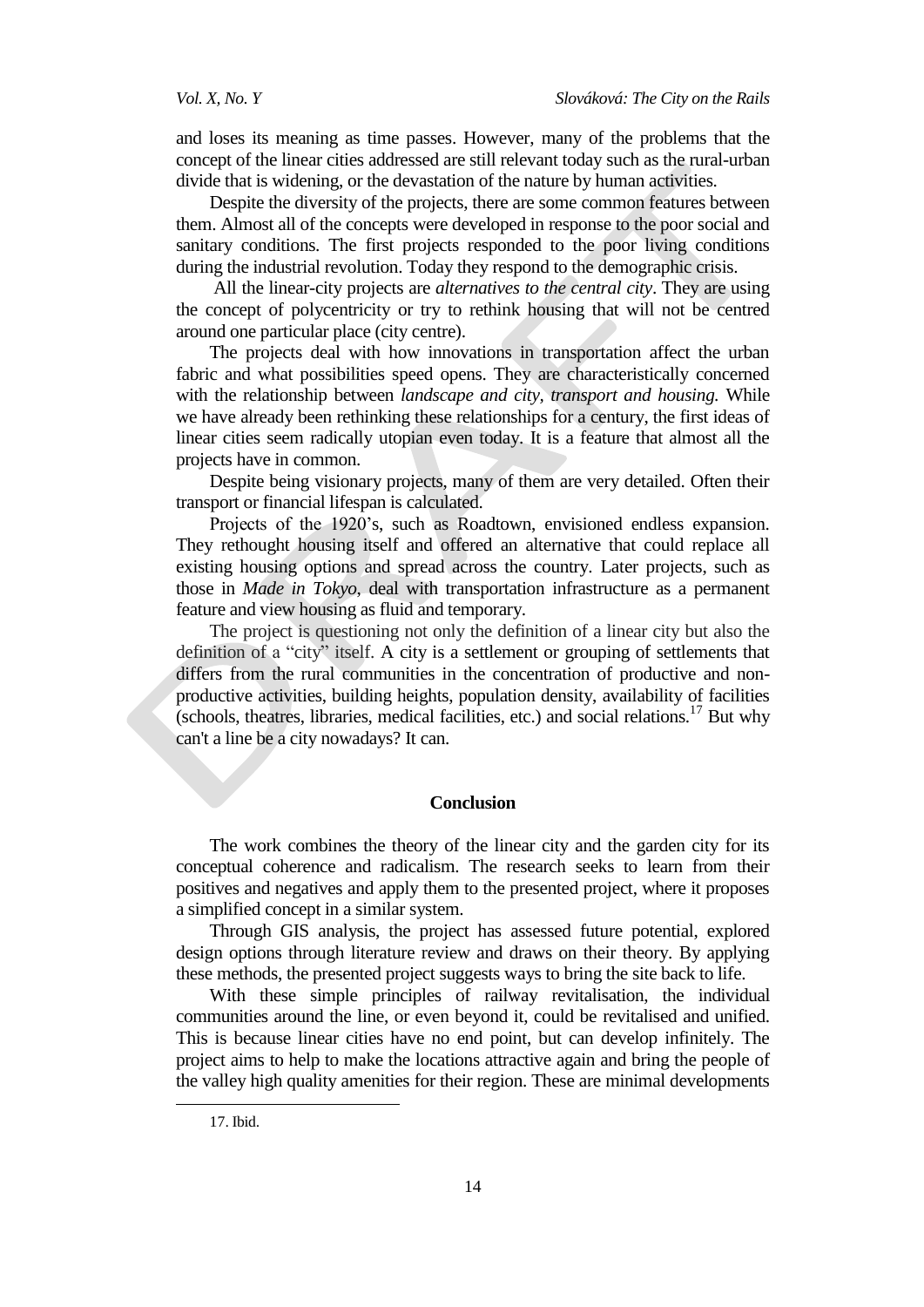and loses its meaning as time passes. However, many of the problems that the concept of the linear cities addressed are still relevant today such as the rural-urban divide that is widening, or the devastation of the nature by human activities.

Despite the diversity of the projects, there are some common features between them. Almost all of the concepts were developed in response to the poor social and sanitary conditions. The first projects responded to the poor living conditions during the industrial revolution. Today they respond to the demographic crisis.

All the linear-city projects are *alternatives to the central city*. They are using the concept of polycentricity or try to rethink housing that will not be centred around one particular place (city centre).

The projects deal with how innovations in transportation affect the urban fabric and what possibilities speed opens. They are characteristically concerned with the relationship between *landscape and city, transport and housing.* While we have already been rethinking these relationships for a century, the first ideas of linear cities seem radically utopian even today. It is a feature that almost all the projects have in common.

Despite being visionary projects, many of them are very detailed. Often their transport or financial lifespan is calculated.

Projects of the 1920's, such as Roadtown, envisioned endless expansion. They rethought housing itself and offered an alternative that could replace all existing housing options and spread across the country. Later projects, such as those in *Made in Tokyo*, deal with transportation infrastructure as a permanent feature and view housing as fluid and temporary.

The project is questioning not only the definition of a linear city but also the definition of a "city" itself. A city is a settlement or grouping of settlements that differs from the rural communities in the concentration of productive and non-productive activities, building heights, population density, availability of facilities (schools, theatres, libraries, medical facilities, etc.) and social relations.[17] But why can't a line be a city nowadays? It can.

## Conclusion

The work combines the theory of the linear city and the garden city for its conceptual coherence and radicalism. The research seeks to learn from their positives and negatives and apply them to the presented project, where it proposes a simplified concept in a similar system.

Through GIS analysis, the project has assessed future potential, explored design options through literature review and draws on their theory. By applying these methods, the presented project suggests ways to bring the site back to life.

With these simple principles of railway revitalisation, the individual communities around the line, or even beyond it, could be revitalised and unified. This is because linear cities have no end point, but can develop infinitely. The project aims to help to make the locations attractive again and bring the people of the valley high quality amenities for their region. These are minimal developments

17. Ibid.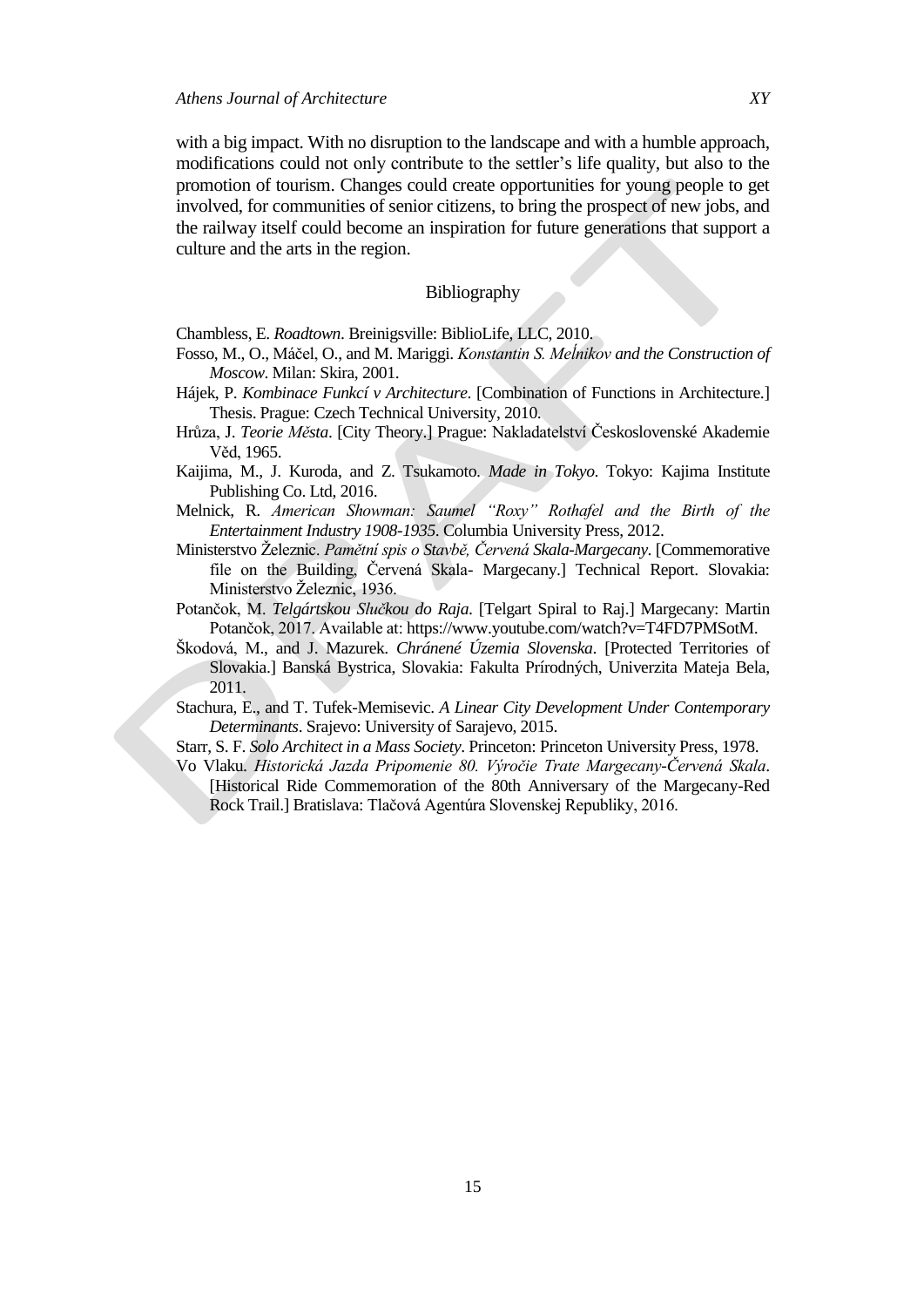with a big impact. With no disruption to the landscape and with a humble approach, modifications could not only contribute to the settler's life quality, but also to the promotion of tourism. Changes could create opportunities for young people to get involved, for communities of senior citizens, to bring the prospect of new jobs, and the railway itself could become an inspiration for future generations that support a culture and the arts in the region.

## Bibliography

Chambless, E. *Roadtown*. Breinigsville: BiblioLife, LLC, 2010.

Fosso, M., O., Máčel, O., and M. Mariggi. *Konstantin S. Meĺnikov and the Construction of Moscow*. Milan: Skira, 2001.

Hájek, P. *Kombinace Funkcí v Architecture*. [Combination of Functions in Architecture.] Thesis. Prague: Czech Technical University, 2010.

Hrůza, J. *Teorie Města*. [City Theory.] Prague: Nakladatelství Československé Akademie Věd, 1965.

Kaijima, M., J. Kuroda, and Z. Tsukamoto. *Made in Tokyo*. Tokyo: Kajima Institute Publishing Co. Ltd, 2016.

Melnick, R. *American Showman: Saumel "Roxy" Rothafel and the Birth of the Entertainment Industry 1908-1935*. Columbia University Press, 2012.

Ministerstvo Železnic. *Pamětní spis o Stavbě, Červená Skala-Margecany*. [Commemorative file on the Building, Červená Skala- Margecany.] Technical Report. Slovakia: Ministerstvo Železnic, 1936.

Potančok, M. *Telgártskou Slučkou do Raja*. [Telgart Spiral to Raj.] Margecany: Martin Potančok, 2017. Available at: https://www.youtube.com/watch?v=T4FD7PMSotM.

Škodová, M., and J. Mazurek. *Chránené Územia Slovenska*. [Protected Territories of Slovakia.] Banská Bystrica, Slovakia: Fakulta Prírodných, Univerzita Mateja Bela, 2011.

Stachura, E., and T. Tufek-Memisevic. *A Linear City Development Under Contemporary Determinants*. Srajevo: University of Sarajevo, 2015.

Starr, S. F. *Solo Architect in a Mass Society*. Princeton: Princeton University Press, 1978.

Vo Vlaku. *Historická Jazda Pripomenie 80. Výročie Trate Margecany-Červená Skala*. [Historical Ride Commemoration of the 80th Anniversary of the Margecany-Red Rock Trail.] Bratislava: Tlačová Agentúra Slovenskej Republiky, 2016.